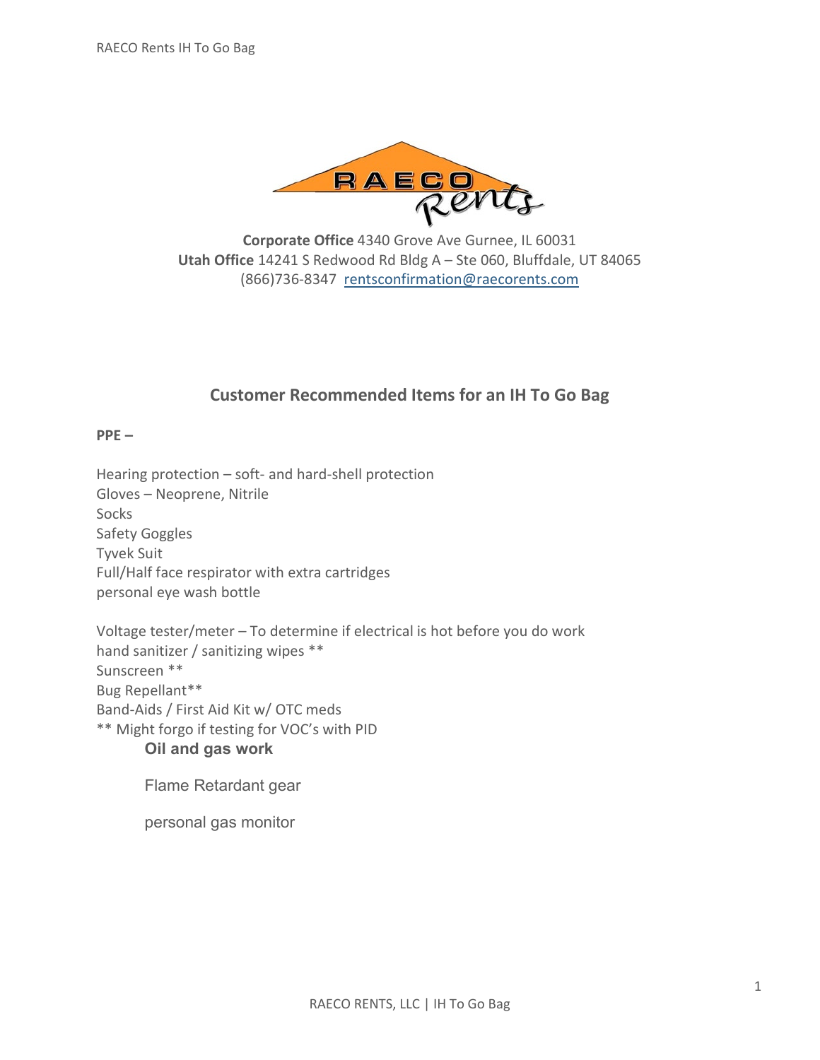**Corporate Office** 4340 Grove Ave Gurnee, IL 60031
**Utah Office** 14241 S Redwood Rd Bldg A – Ste 060, Bluffdale, UT 84065
(866)736-8347 [rentsconfirmation@raecorents.com](mailto:rentsconfirmation@raecorents.com)

## Customer Recommended Items for an IH To Go Bag

**PPE –**

Hearing protection – soft- and hard-shell protection
Gloves – Neoprene, Nitrile
Socks
Safety Goggles
Tyvek Suit
Full/Half face respirator with extra cartridges
personal eye wash bottle

Voltage tester/meter – To determine if electrical is hot before you do work
hand sanitizer / sanitizing wipes **
Sunscreen **
Bug Repellant**
Band-Aids / First Aid Kit w/ OTC meds
** Might forgo if testing for VOC's with PID

**Oil and gas work**

Flame Retardant gear

personal gas monitor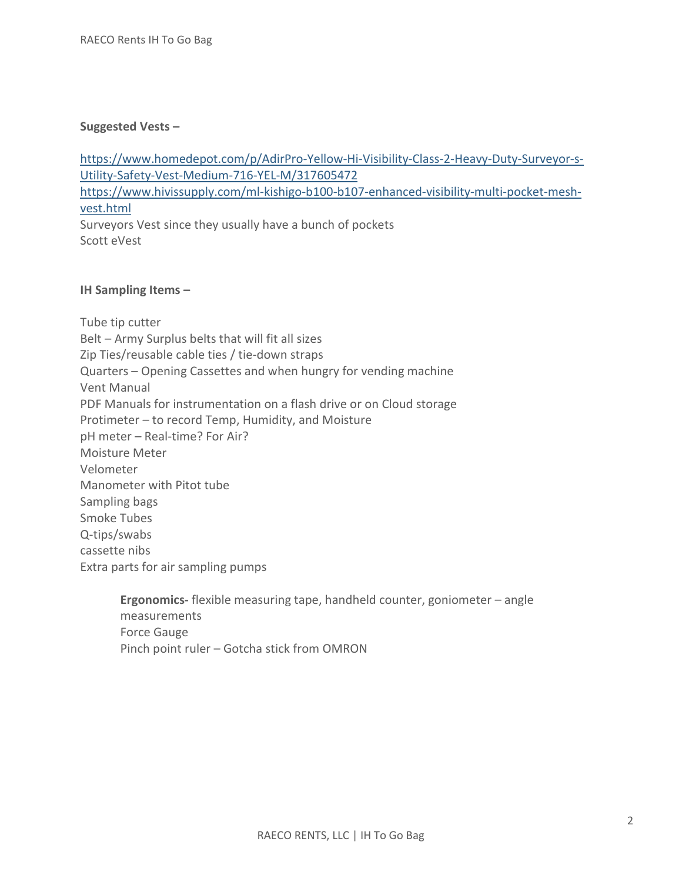**Suggested Vests –**

https://www.homedepot.com/p/AdirPro-Yellow-Hi-Visibility-Class-2-Heavy-Duty-Surveyor-s-Utility-Safety-Vest-Medium-716-YEL-M/317605472
https://www.hivissupply.com/ml-kishigo-b100-b107-enhanced-visibility-multi-pocket-mesh-vest.html
Surveyors Vest since they usually have a bunch of pockets
Scott eVest

**IH Sampling Items –**

Tube tip cutter
Belt – Army Surplus belts that will fit all sizes
Zip Ties/reusable cable ties / tie-down straps
Quarters – Opening Cassettes and when hungry for vending machine
Vent Manual
PDF Manuals for instrumentation on a flash drive or on Cloud storage
Protimeter – to record Temp, Humidity, and Moisture
pH meter – Real-time? For Air?
Moisture Meter
Velometer
Manometer with Pitot tube
Sampling bags
Smoke Tubes
Q-tips/swabs
cassette nibs
Extra parts for air sampling pumps

> **Ergonomics-** flexible measuring tape, handheld counter, goniometer – angle measurements
> Force Gauge
> Pinch point ruler – Gotcha stick from OMRON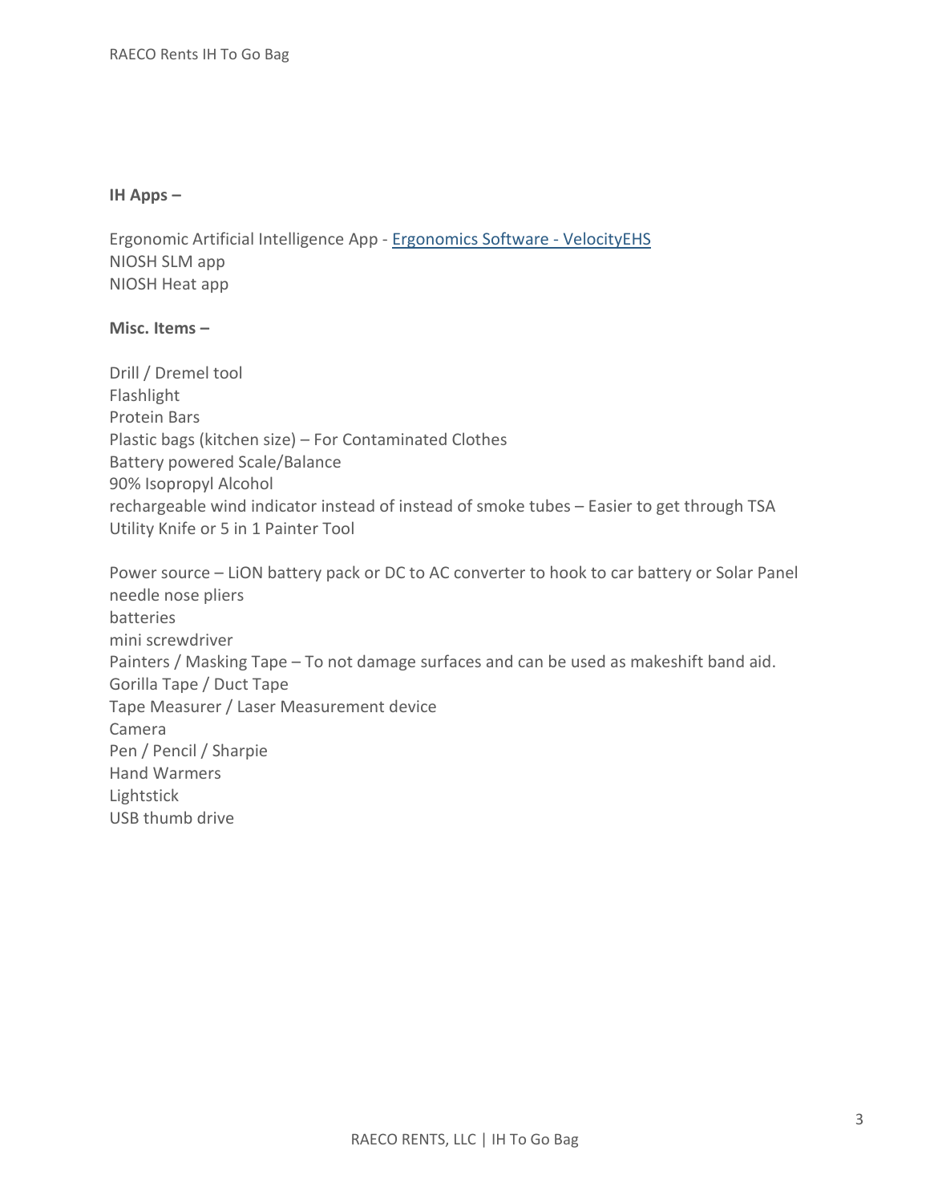**IH Apps –**

Ergonomic Artificial Intelligence App - [Ergonomics Software - VelocityEHS]()
NIOSH SLM app
NIOSH Heat app

**Misc. Items –**

Drill / Dremel tool
Flashlight
Protein Bars
Plastic bags (kitchen size) – For Contaminated Clothes
Battery powered Scale/Balance
90% Isopropyl Alcohol
rechargeable wind indicator instead of instead of smoke tubes – Easier to get through TSA
Utility Knife or 5 in 1 Painter Tool

Power source – LiON battery pack or DC to AC converter to hook to car battery or Solar Panel
needle nose pliers
batteries
mini screwdriver
Painters / Masking Tape – To not damage surfaces and can be used as makeshift band aid.
Gorilla Tape / Duct Tape
Tape Measurer / Laser Measurement device
Camera
Pen / Pencil / Sharpie
Hand Warmers
Lightstick
USB thumb drive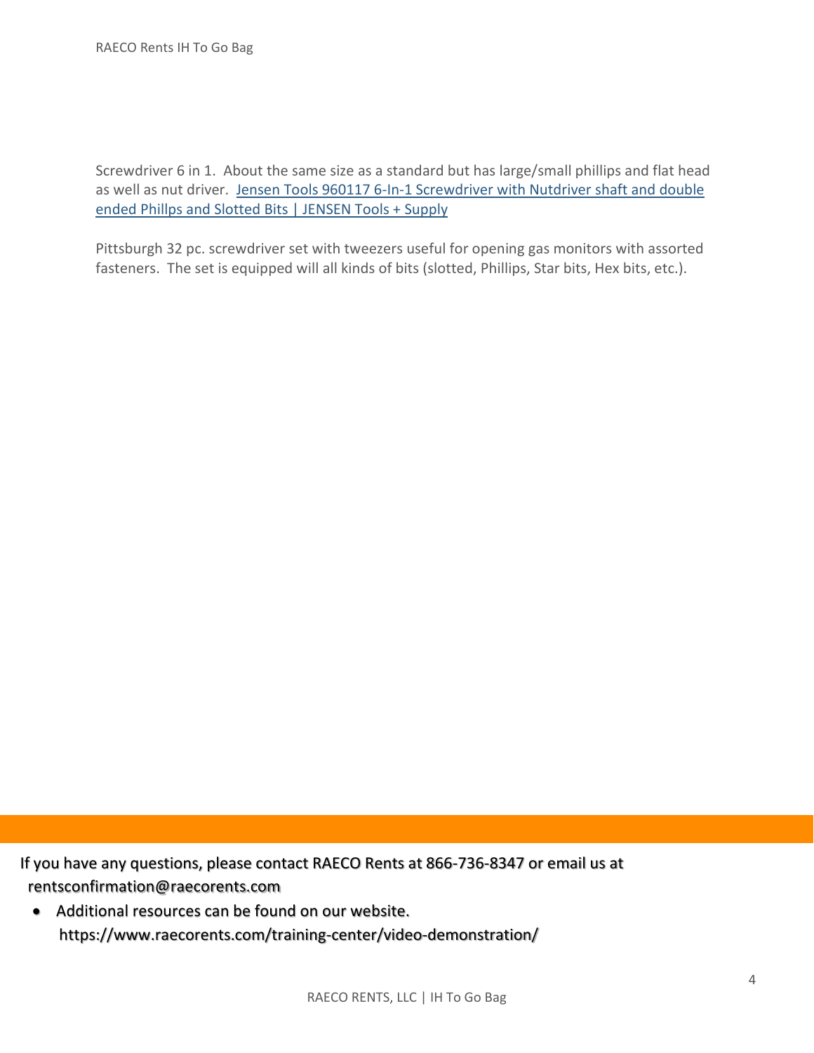Screwdriver 6 in 1. About the same size as a standard but has large/small phillips and flat head as well as nut driver. Jensen Tools 960117 6-In-1 Screwdriver with Nutdriver shaft and double ended Phillps and Slotted Bits | JENSEN Tools + Supply

Pittsburgh 32 pc. screwdriver set with tweezers useful for opening gas monitors with assorted fasteners. The set is equipped will all kinds of bits (slotted, Phillips, Star bits, Hex bits, etc.).

If you have any questions, please contact RAECO Rents at 866-736-8347 or email us at rentsconfirmation@raecorents.com

- Additional resources can be found on our website. https://www.raecorents.com/training-center/video-demonstration/